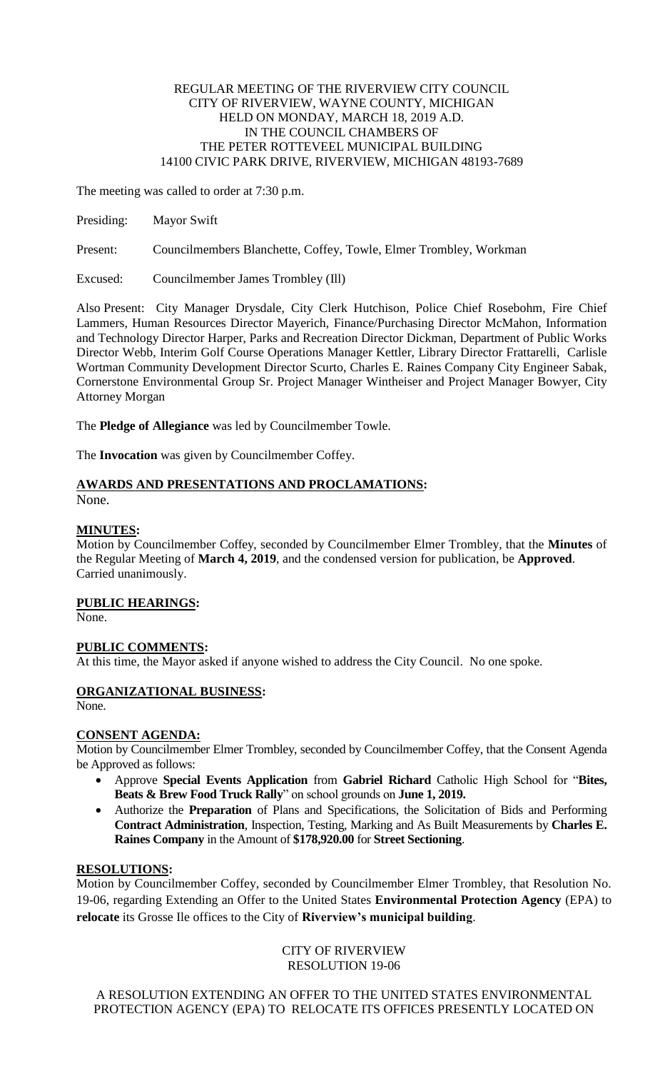REGULAR MEETING OF THE RIVERVIEW CITY COUNCIL
CITY OF RIVERVIEW, WAYNE COUNTY, MICHIGAN
HELD ON MONDAY, MARCH 18, 2019 A.D.
IN THE COUNCIL CHAMBERS OF
THE PETER ROTTEVEEL MUNICIPAL BUILDING
14100 CIVIC PARK DRIVE, RIVERVIEW, MICHIGAN 48193-7689

The meeting was called to order at 7:30 p.m.

Presiding: Mayor Swift

Present: Councilmembers Blanchette, Coffey, Towle, Elmer Trombley, Workman

Excused: Councilmember James Trombley (Ill)

Also Present: City Manager Drysdale, City Clerk Hutchison, Police Chief Rosebohm, Fire Chief Lammers, Human Resources Director Mayerich, Finance/Purchasing Director McMahon, Information and Technology Director Harper, Parks and Recreation Director Dickman, Department of Public Works Director Webb, Interim Golf Course Operations Manager Kettler, Library Director Frattarelli, Carlisle Wortman Community Development Director Scurto, Charles E. Raines Company City Engineer Sabak, Cornerstone Environmental Group Sr. Project Manager Wintheiser and Project Manager Bowyer, City Attorney Morgan

The **Pledge of Allegiance** was led by Councilmember Towle.

The **Invocation** was given by Councilmember Coffey.

**AWARDS AND PRESENTATIONS AND PROCLAMATIONS:**
None.

**MINUTES:**
Motion by Councilmember Coffey, seconded by Councilmember Elmer Trombley, that the **Minutes** of the Regular Meeting of **March 4, 2019**, and the condensed version for publication, be **Approved**. Carried unanimously.

**PUBLIC HEARINGS:**
None.

**PUBLIC COMMENTS:**
At this time, the Mayor asked if anyone wished to address the City Council. No one spoke.

**ORGANIZATIONAL BUSINESS:**
None.

**CONSENT AGENDA:**
Motion by Councilmember Elmer Trombley, seconded by Councilmember Coffey, that the Consent Agenda be Approved as follows:

- Approve **Special Events Application** from **Gabriel Richard** Catholic High School for "**Bites, Beats & Brew Food Truck Rally**" on school grounds on **June 1, 2019.**
- Authorize the **Preparation** of Plans and Specifications, the Solicitation of Bids and Performing **Contract Administration**, Inspection, Testing, Marking and As Built Measurements by **Charles E. Raines Company** in the Amount of **$178,920.00** for **Street Sectioning**.

**RESOLUTIONS:**
Motion by Councilmember Coffey, seconded by Councilmember Elmer Trombley, that Resolution No. 19-06, regarding Extending an Offer to the United States **Environmental Protection Agency** (EPA) to **relocate** its Grosse Ile offices to the City of **Riverview's municipal building**.

CITY OF RIVERVIEW
RESOLUTION 19-06

A RESOLUTION EXTENDING AN OFFER TO THE UNITED STATES ENVIRONMENTAL PROTECTION AGENCY (EPA) TO RELOCATE ITS OFFICES PRESENTLY LOCATED ON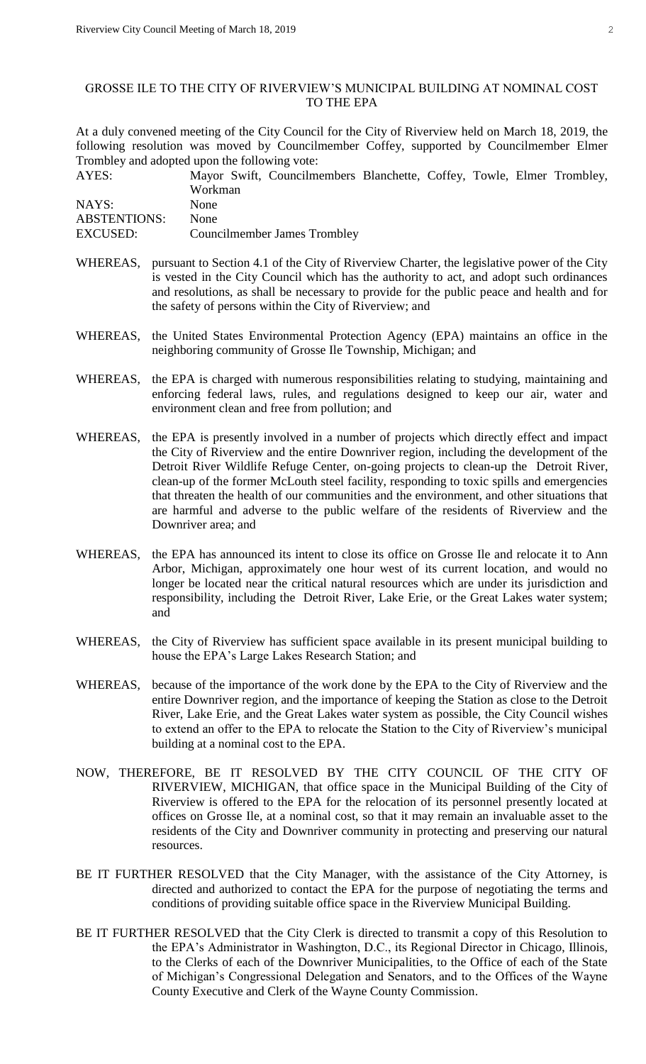GROSSE ILE TO THE CITY OF RIVERVIEW'S MUNICIPAL BUILDING AT NOMINAL COST TO THE EPA

At a duly convened meeting of the City Council for the City of Riverview held on March 18, 2019, the following resolution was moved by Councilmember Coffey, supported by Councilmember Elmer Trombley and adopted upon the following vote:

| | |
|---|---|
| AYES: | Mayor Swift, Councilmembers Blanchette, Coffey, Towle, Elmer Trombley, Workman |
| NAYS: | None |
| ABSTENTIONS: | None |
| EXCUSED: | Councilmember James Trombley |

WHEREAS, pursuant to Section 4.1 of the City of Riverview Charter, the legislative power of the City is vested in the City Council which has the authority to act, and adopt such ordinances and resolutions, as shall be necessary to provide for the public peace and health and for the safety of persons within the City of Riverview; and

WHEREAS, the United States Environmental Protection Agency (EPA) maintains an office in the neighboring community of Grosse Ile Township, Michigan; and

WHEREAS, the EPA is charged with numerous responsibilities relating to studying, maintaining and enforcing federal laws, rules, and regulations designed to keep our air, water and environment clean and free from pollution; and

WHEREAS, the EPA is presently involved in a number of projects which directly effect and impact the City of Riverview and the entire Downriver region, including the development of the Detroit River Wildlife Refuge Center, on-going projects to clean-up the Detroit River, clean-up of the former McLouth steel facility, responding to toxic spills and emergencies that threaten the health of our communities and the environment, and other situations that are harmful and adverse to the public welfare of the residents of Riverview and the Downriver area; and

WHEREAS, the EPA has announced its intent to close its office on Grosse Ile and relocate it to Ann Arbor, Michigan, approximately one hour west of its current location, and would no longer be located near the critical natural resources which are under its jurisdiction and responsibility, including the Detroit River, Lake Erie, or the Great Lakes water system; and

WHEREAS, the City of Riverview has sufficient space available in its present municipal building to house the EPA's Large Lakes Research Station; and

WHEREAS, because of the importance of the work done by the EPA to the City of Riverview and the entire Downriver region, and the importance of keeping the Station as close to the Detroit River, Lake Erie, and the Great Lakes water system as possible, the City Council wishes to extend an offer to the EPA to relocate the Station to the City of Riverview's municipal building at a nominal cost to the EPA.

NOW, THEREFORE, BE IT RESOLVED BY THE CITY COUNCIL OF THE CITY OF RIVERVIEW, MICHIGAN, that office space in the Municipal Building of the City of Riverview is offered to the EPA for the relocation of its personnel presently located at offices on Grosse Ile, at a nominal cost, so that it may remain an invaluable asset to the residents of the City and Downriver community in protecting and preserving our natural resources.

BE IT FURTHER RESOLVED that the City Manager, with the assistance of the City Attorney, is directed and authorized to contact the EPA for the purpose of negotiating the terms and conditions of providing suitable office space in the Riverview Municipal Building.

BE IT FURTHER RESOLVED that the City Clerk is directed to transmit a copy of this Resolution to the EPA's Administrator in Washington, D.C., its Regional Director in Chicago, Illinois, to the Clerks of each of the Downriver Municipalities, to the Office of each of the State of Michigan's Congressional Delegation and Senators, and to the Offices of the Wayne County Executive and Clerk of the Wayne County Commission.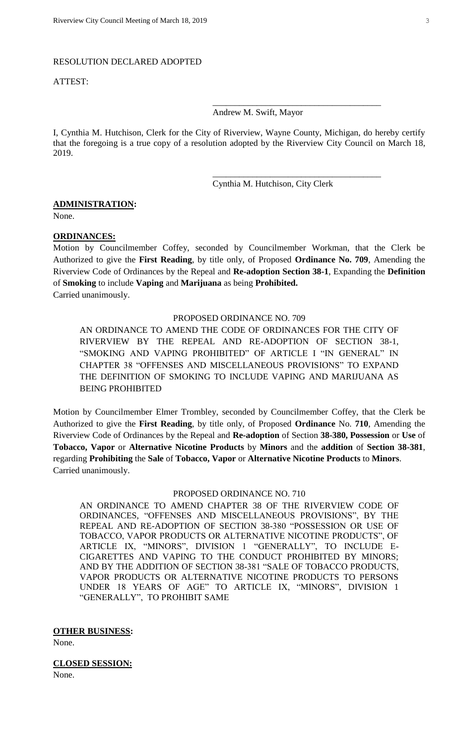RESOLUTION DECLARED ADOPTED

ATTEST:

\_\_\_\_\_\_\_\_\_\_\_\_\_\_\_\_\_\_\_\_\_\_\_\_\_\_\_\_\_\_\_\_\_\_\_\_\_\_

Andrew M. Swift, Mayor

I, Cynthia M. Hutchison, Clerk for the City of Riverview, Wayne County, Michigan, do hereby certify that the foregoing is a true copy of a resolution adopted by the Riverview City Council on March 18, 2019.

\_\_\_\_\_\_\_\_\_\_\_\_\_\_\_\_\_\_\_\_\_\_\_\_\_\_\_\_\_\_\_\_\_\_\_\_\_\_

Cynthia M. Hutchison, City Clerk

**ADMINISTRATION:**

None.

**ORDINANCES:**

Motion by Councilmember Coffey, seconded by Councilmember Workman, that the Clerk be Authorized to give the **First Reading**, by title only, of Proposed **Ordinance No. 709**, Amending the Riverview Code of Ordinances by the Repeal and **Re-adoption Section 38-1**, Expanding the **Definition** of **Smoking** to include **Vaping** and **Marijuana** as being **Prohibited.**
Carried unanimously.

PROPOSED ORDINANCE NO. 709

AN ORDINANCE TO AMEND THE CODE OF ORDINANCES FOR THE CITY OF RIVERVIEW BY THE REPEAL AND RE-ADOPTION OF SECTION 38-1, "SMOKING AND VAPING PROHIBITED" OF ARTICLE I "IN GENERAL" IN CHAPTER 38 "OFFENSES AND MISCELLANEOUS PROVISIONS" TO EXPAND THE DEFINITION OF SMOKING TO INCLUDE VAPING AND MARIJUANA AS BEING PROHIBITED

Motion by Councilmember Elmer Trombley, seconded by Councilmember Coffey, that the Clerk be Authorized to give the **First Reading**, by title only, of Proposed **Ordinance** No. **710**, Amending the Riverview Code of Ordinances by the Repeal and **Re-adoption** of Section **38-380, Possession** or **Use** of **Tobacco, Vapor** or **Alternative Nicotine Products** by **Minors** and the **addition** of **Section 38-381**, regarding **Prohibiting** the **Sale** of **Tobacco, Vapor** or **Alternative Nicotine Products** to **Minors**.
Carried unanimously.

PROPOSED ORDINANCE NO. 710

AN ORDINANCE TO AMEND CHAPTER 38 OF THE RIVERVIEW CODE OF ORDINANCES, "OFFENSES AND MISCELLANEOUS PROVISIONS", BY THE REPEAL AND RE-ADOPTION OF SECTION 38-380 "POSSESSION OR USE OF TOBACCO, VAPOR PRODUCTS OR ALTERNATIVE NICOTINE PRODUCTS", OF ARTICLE IX, "MINORS", DIVISION 1 "GENERALLY", TO INCLUDE E-CIGARETTES AND VAPING TO THE CONDUCT PROHIBITED BY MINORS; AND BY THE ADDITION OF SECTION 38-381 "SALE OF TOBACCO PRODUCTS, VAPOR PRODUCTS OR ALTERNATIVE NICOTINE PRODUCTS TO PERSONS UNDER 18 YEARS OF AGE" TO ARTICLE IX, "MINORS", DIVISION 1 "GENERALLY", TO PROHIBIT SAME

**OTHER BUSINESS:**

None.

**CLOSED SESSION:**

None.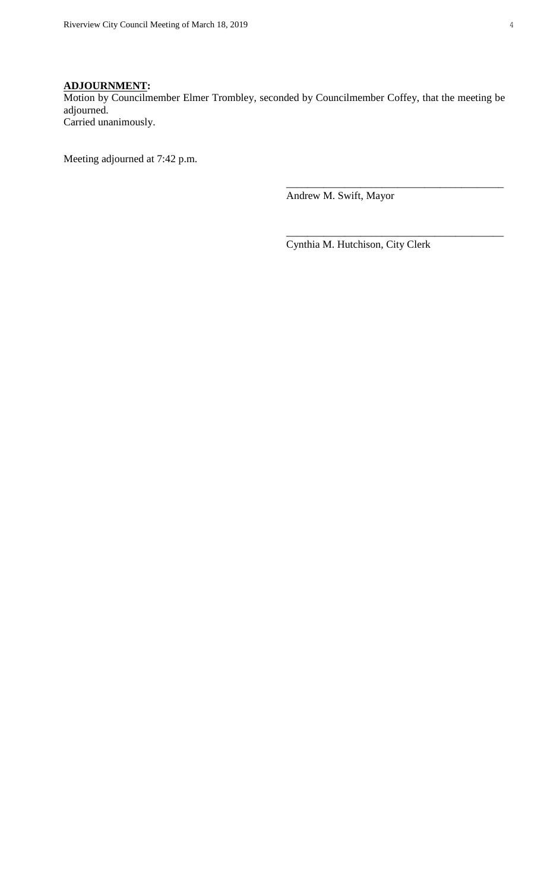**<u>ADJOURNMENT</u>:**

Motion by Councilmember Elmer Trombley, seconded by Councilmember Coffey, that the meeting be adjourned.
Carried unanimously.

Meeting adjourned at 7:42 p.m.

\_\_\_\_\_\_\_\_\_\_\_\_\_\_\_\_\_\_\_\_\_\_\_\_\_\_\_\_\_\_\_\_\_\_\_\_\_\_\_\_\_\_
Andrew M. Swift, Mayor

\_\_\_\_\_\_\_\_\_\_\_\_\_\_\_\_\_\_\_\_\_\_\_\_\_\_\_\_\_\_\_\_\_\_\_\_\_\_\_\_\_\_
Cynthia M. Hutchison, City Clerk